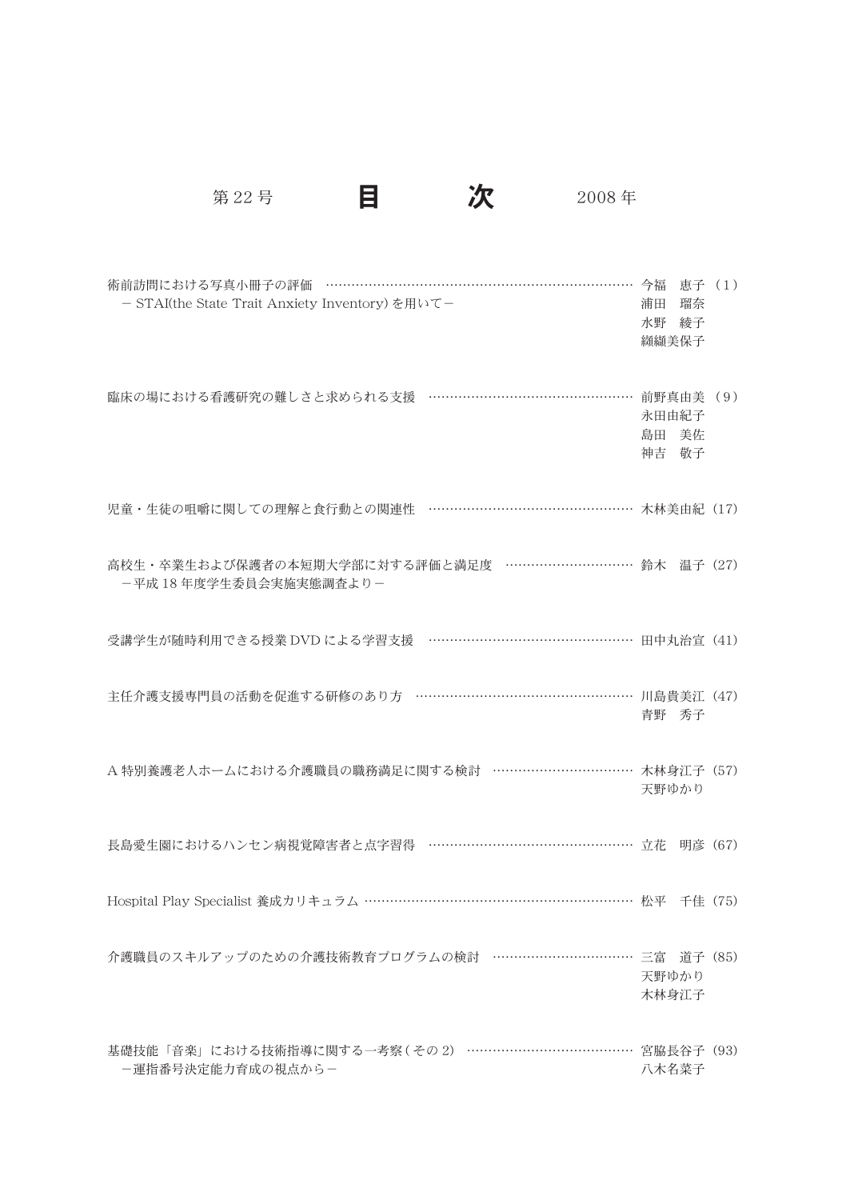# 第22号　目　次　2008年

術前訪問における写真小冊子の評価 ……… 今福　恵子 (1)
－STAI(the State Trait Anxiety Inventory) を用いて－
浦田　瑠奈
水野　綾子
纐纈美保子

臨床の場における看護研究の難しさと求められる支援 ……… 前野真由美 (9)
永田由紀子
島田　美佐
神吉　敬子

児童・生徒の咀嚼に関しての理解と食行動との関連性 ……… 木林美由紀 (17)

高校生・卒業生および保護者の本短期大学部に対する評価と満足度 ……… 鈴木　温子 (27)
－平成18年度学生委員会実施実態調査より－

受講学生が随時利用できる授業DVDによる学習支援 ……… 田中丸治宣 (41)

主任介護支援専門員の活動を促進する研修のあり方 ……… 川島貴美江 (47)
青野　秀子

A特別養護老人ホームにおける介護職員の職務満足に関する検討 ……… 木林身江子 (57)
天野ゆかり

長島愛生園におけるハンセン病視覚障害者と点字習得 ……… 立花　明彦 (67)

Hospital Play Specialist 養成カリキュラム ……… 松平　千佳 (75)

介護職員のスキルアップのための介護技術教育プログラムの検討 ……… 三富　道子 (85)
天野ゆかり
木林身江子

基礎技能「音楽」における技術指導に関する一考察(その2) ……… 宮脇長谷子 (93)
－運指番号決定能力育成の視点から－
八木名菜子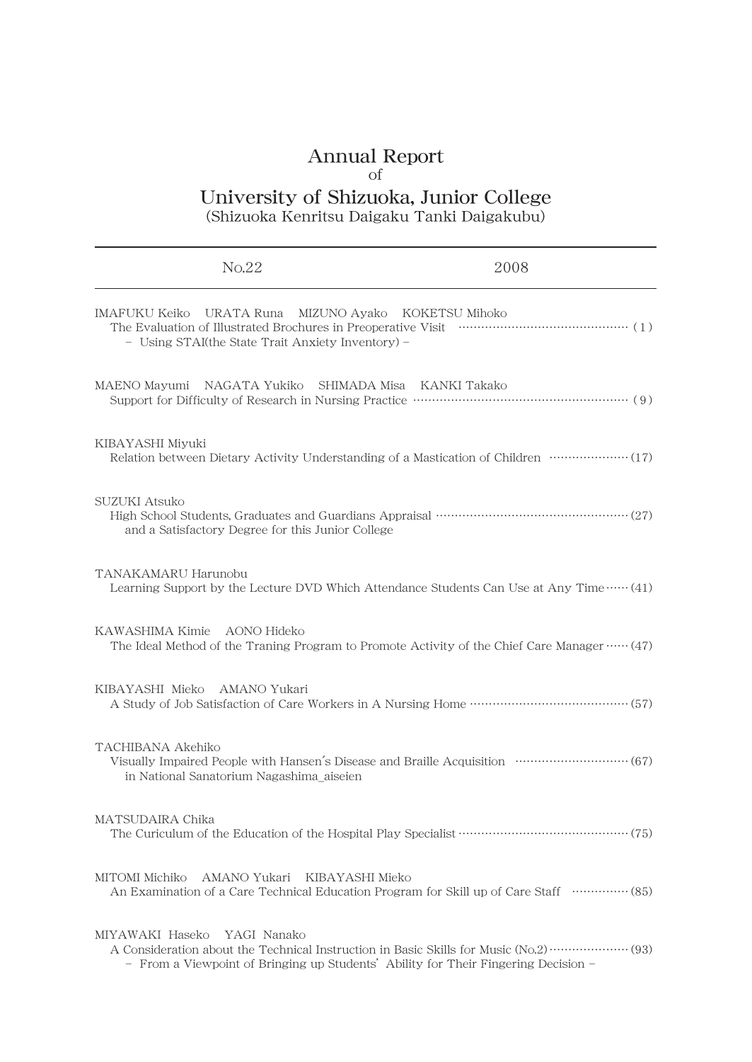# Annual Report
of
# University of Shizuoka, Junior College
(Shizuoka Kenritsu Daigaku Tanki Daigakubu)

---

No.22 2008

---

IMAFUKU Keiko　URATA Runa　MIZUNO Ayako　KOKETSU Mihoko
The Evaluation of Illustrated Brochures in Preoperative Visit ……………………………………… (1)
－ Using STAI(the State Trait Anxiety Inventory) －

MAENO Mayumi　NAGATA Yukiko　SHIMADA Misa　KANKI Takako
Support for Difficulty of Research in Nursing Practice ………………………………………………… (9)

KIBAYASHI Miyuki
Relation between Dietary Activity Understanding of a Mastication of Children ………………… (17)

SUZUKI Atsuko
High School Students, Graduates and Guardians Appraisal …………………………………………… (27)
and a Satisfactory Degree for this Junior College

TANAKAMARU Harunobu
Learning Support by the Lecture DVD Which Attendance Students Can Use at Any Time …… (41)

KAWASHIMA Kimie　AONO Hideko
The Ideal Method of the Traning Program to Promote Activity of the Chief Care Manager …… (47)

KIBAYASHI Mieko　AMANO Yukari
A Study of Job Satisfaction of Care Workers in A Nursing Home …………………………………… (57)

TACHIBANA Akehiko
Visually Impaired People with Hansen's Disease and Braille Acquisition ………………………… (67)
in National Sanatorium Nagashima_aiseien

MATSUDAIRA Chika
The Curiculum of the Education of the Hospital Play Specialist …………………………………… (75)

MITOMI Michiko　AMANO Yukari　KIBAYASHI Mieko
An Examination of a Care Technical Education Program for Skill up of Care Staff …………… (85)

MIYAWAKI Haseko　YAGI Nanako
A Consideration about the Technical Instruction in Basic Skills for Music (No.2) ………………… (93)
－ From a Viewpoint of Bringing up Students' Ability for Their Fingering Decision －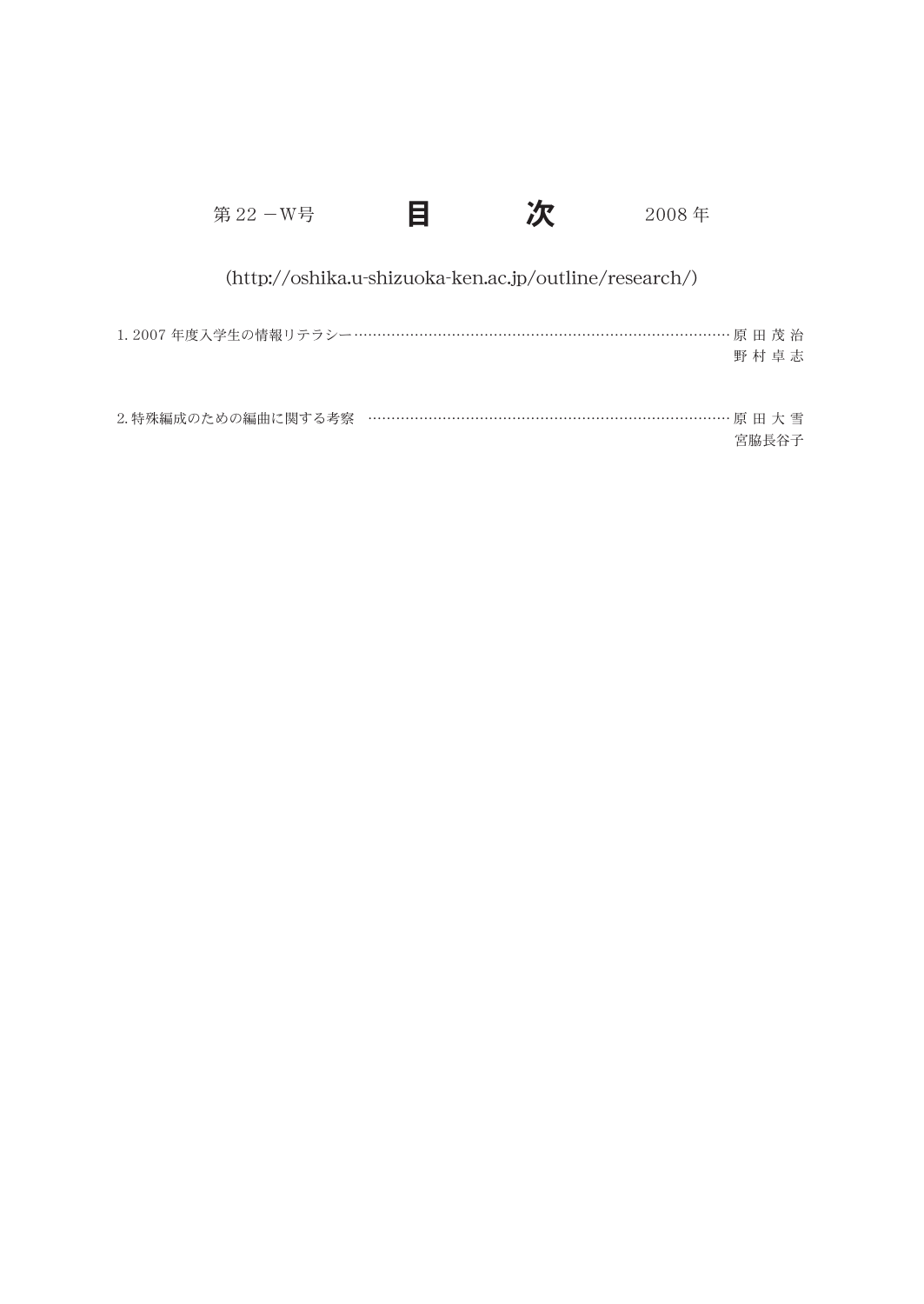第22 －W号　　　**目　　　次**　　　2008年

(http://oshika.u-shizuoka-ken.ac.jp/outline/research/)

1. 2007年度入学生の情報リテラシー……………………………………………………………………………… 原田茂治
野村卓志

2. 特殊編成のための編曲に関する考察　………………………………………………………………………… 原田大雪
宮脇長谷子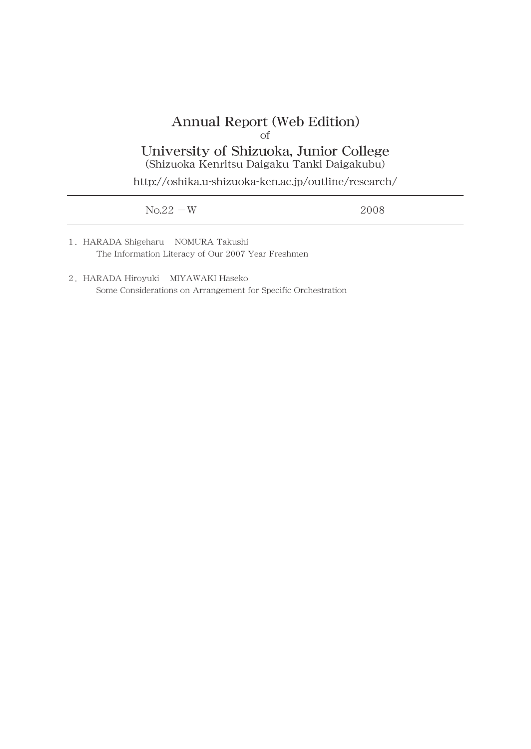# Annual Report (Web Edition)

of

# University of Shizuoka, Junior College

(Shizuoka Kenritsu Daigaku Tanki Daigakubu)

http://oshika.u-shizuoka-ken.ac.jp/outline/research/

---

No.22 －W　　　　　　　　　　　　　　2008

---

1．HARADA Shigeharu　NOMURA Takushi
　The Information Literacy of Our 2007 Year Freshmen

2．HARADA Hiroyuki　MIYAWAKI Haseko
　Some Considerations on Arrangement for Specific Orchestration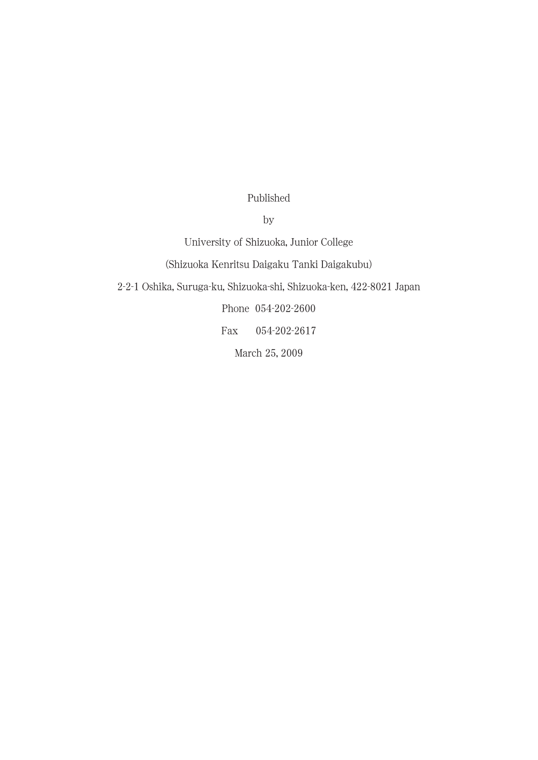Published

by

University of Shizuoka, Junior College

(Shizuoka Kenritsu Daigaku Tanki Daigakubu)

2-2-1 Oshika, Suruga-ku, Shizuoka-shi, Shizuoka-ken, 422-8021 Japan

Phone 054-202-2600

Fax 054-202-2617

March 25, 2009